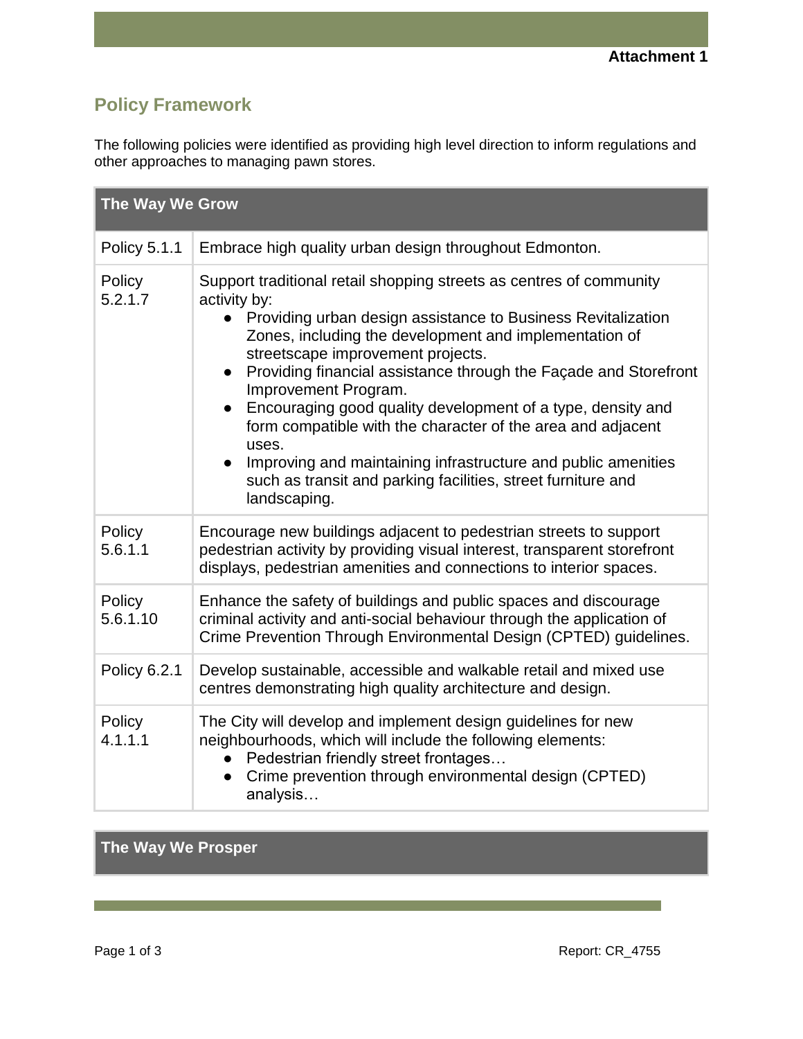Attachment 1

## Policy Framework

The following policies were identified as providing high level direction to inform regulations and other approaches to managing pawn stores.

| The Way We Grow | |
|---|---|
| Policy 5.1.1 | Embrace high quality urban design throughout Edmonton. |
| Policy 5.2.1.7 | Support traditional retail shopping streets as centres of community activity by:<br>● Providing urban design assistance to Business Revitalization Zones, including the development and implementation of streetscape improvement projects.<br>● Providing financial assistance through the Façade and Storefront Improvement Program.<br>● Encouraging good quality development of a type, density and form compatible with the character of the area and adjacent uses.<br>● Improving and maintaining infrastructure and public amenities such as transit and parking facilities, street furniture and landscaping. |
| Policy 5.6.1.1 | Encourage new buildings adjacent to pedestrian streets to support pedestrian activity by providing visual interest, transparent storefront displays, pedestrian amenities and connections to interior spaces. |
| Policy 5.6.1.10 | Enhance the safety of buildings and public spaces and discourage criminal activity and anti-social behaviour through the application of Crime Prevention Through Environmental Design (CPTED) guidelines. |
| Policy 6.2.1 | Develop sustainable, accessible and walkable retail and mixed use centres demonstrating high quality architecture and design. |
| Policy 4.1.1.1 | The City will develop and implement design guidelines for new neighbourhoods, which will include the following elements:<br>● Pedestrian friendly street frontages…<br>● Crime prevention through environmental design (CPTED) analysis… |

| The Way We Prosper |
|---|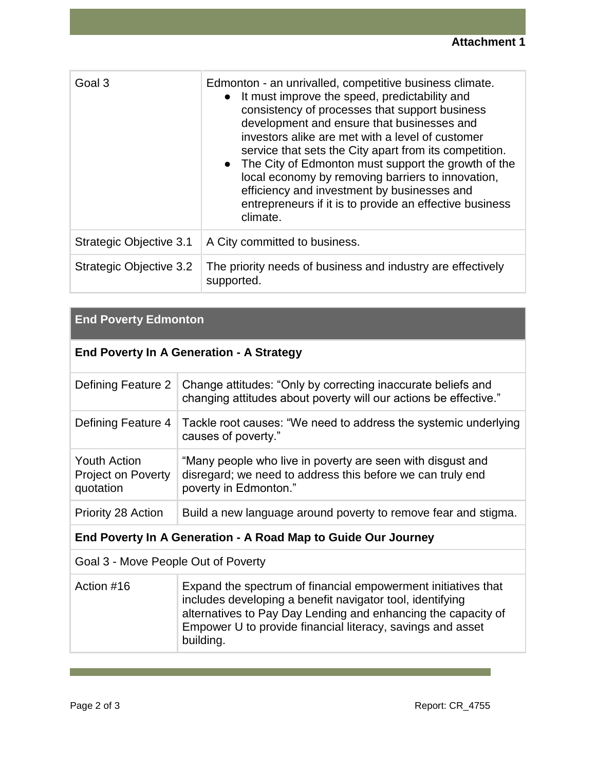**Attachment 1**

| | |
|---|---|
| Goal 3 | Edmonton - an unrivalled, competitive business climate.<br>● It must improve the speed, predictability and consistency of processes that support business development and ensure that businesses and investors alike are met with a level of customer service that sets the City apart from its competition.<br>● The City of Edmonton must support the growth of the local economy by removing barriers to innovation, efficiency and investment by businesses and entrepreneurs if it is to provide an effective business climate. |
| Strategic Objective 3.1 | A City committed to business. |
| Strategic Objective 3.2 | The priority needs of business and industry are effectively supported. |

| **End Poverty Edmonton** | |
|---|---|
| **End Poverty In A Generation - A Strategy** | |
| Defining Feature 2 | Change attitudes: “Only by correcting inaccurate beliefs and changing attitudes about poverty will our actions be effective.” |
| Defining Feature 4 | Tackle root causes: “We need to address the systemic underlying causes of poverty.” |
| Youth Action Project on Poverty quotation | “Many people who live in poverty are seen with disgust and disregard; we need to address this before we can truly end poverty in Edmonton.” |
| Priority 28 Action | Build a new language around poverty to remove fear and stigma. |
| **End Poverty In A Generation - A Road Map to Guide Our Journey** | |
| Goal 3 - Move People Out of Poverty | |
| Action #16 | Expand the spectrum of financial empowerment initiatives that includes developing a benefit navigator tool, identifying alternatives to Pay Day Lending and enhancing the capacity of Empower U to provide financial literacy, savings and asset building. |

Report: CR_4755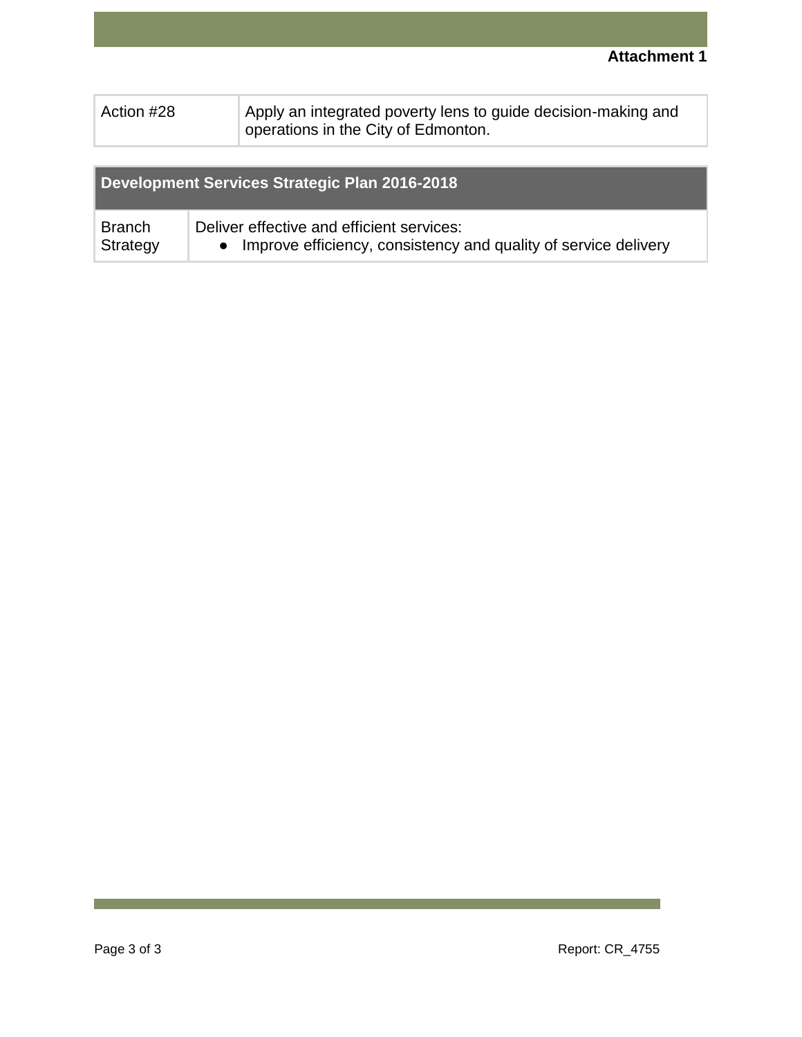**Attachment 1**

| | |
|---|---|
| Action #28 | Apply an integrated poverty lens to guide decision-making and operations in the City of Edmonton. |

| Development Services Strategic Plan 2016-2018 | |
|---|---|
| Branch Strategy | Deliver effective and efficient services:<br>● Improve efficiency, consistency and quality of service delivery |